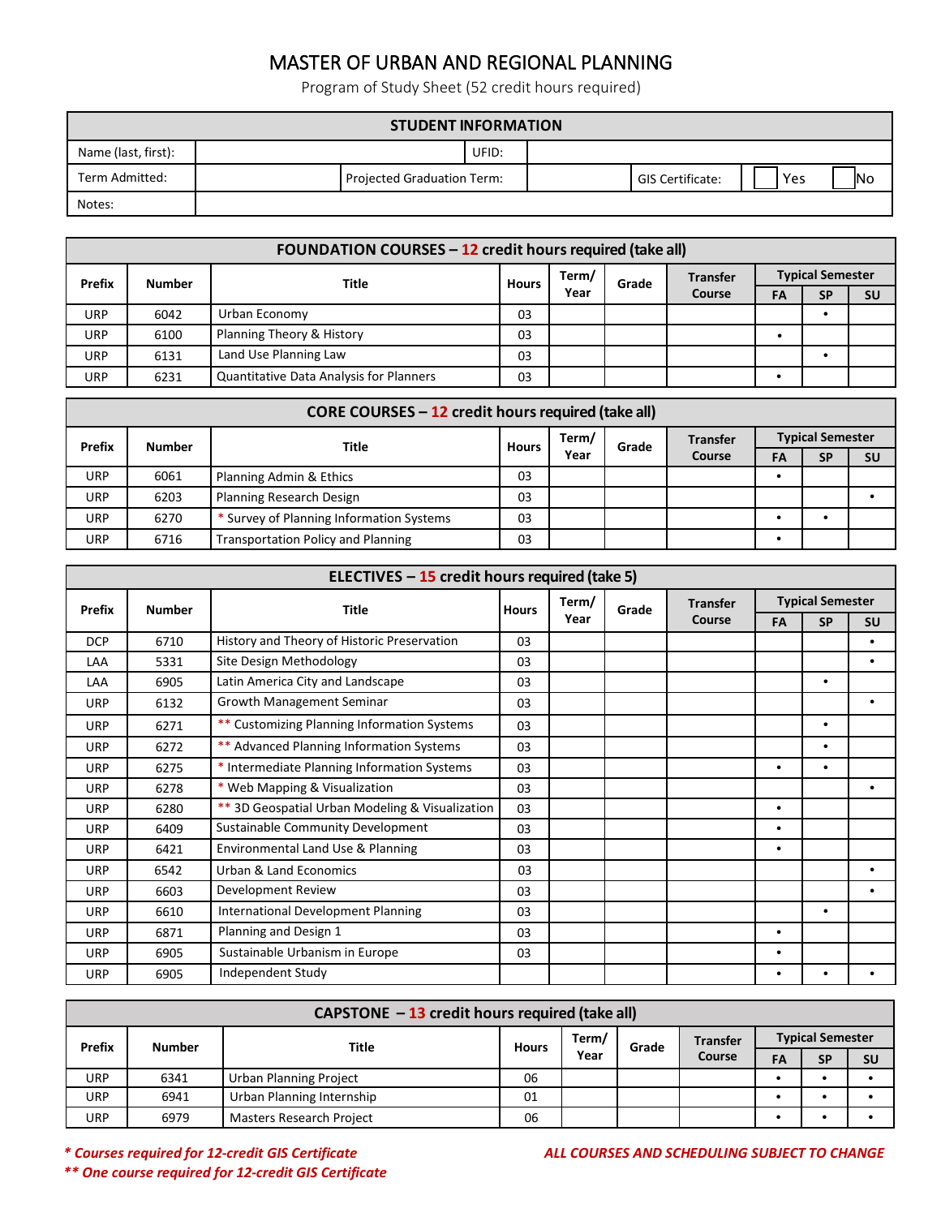# MASTER OF URBAN AND REGIONAL PLANNING

Program of Study Sheet (52 credit hours required)

| STUDENT INFORMATION | | | | | | |
|---|---|---|---|---|---|---|
| Name (last, first): | | UFID: | | | | |
| Term Admitted: | | Projected Graduation Term: | | GIS Certificate: | Yes | No |
| Notes: | | | | | | |

| FOUNDATION COURSES – 12 credit hours required (take all) | | | | | | | | | |
|---|---|---|---|---|---|---|---|---|---|
| Prefix | Number | Title | Hours | Term/ Year | Grade | Transfer Course | Typical Semester | | |
| | | | | | | | FA | SP | SU |
| URP | 6042 | Urban Economy | 03 | | | | | • | |
| URP | 6100 | Planning Theory & History | 03 | | | | • | | |
| URP | 6131 | Land Use Planning Law | 03 | | | | | • | |
| URP | 6231 | Quantitative Data Analysis for Planners | 03 | | | | • | | |

| CORE COURSES – 12 credit hours required (take all) | | | | | | | | | |
|---|---|---|---|---|---|---|---|---|---|
| Prefix | Number | Title | Hours | Term/ Year | Grade | Transfer Course | Typical Semester | | |
| | | | | | | | FA | SP | SU |
| URP | 6061 | Planning Admin & Ethics | 03 | | | | • | | |
| URP | 6203 | Planning Research Design | 03 | | | | | | • |
| URP | 6270 | * Survey of Planning Information Systems | 03 | | | | • | • | |
| URP | 6716 | Transportation Policy and Planning | 03 | | | | • | | |

| ELECTIVES – 15 credit hours required (take 5) | | | | | | | | | |
|---|---|---|---|---|---|---|---|---|---|
| Prefix | Number | Title | Hours | Term/ Year | Grade | Transfer Course | Typical Semester | | |
| | | | | | | | FA | SP | SU |
| DCP | 6710 | History and Theory of Historic Preservation | 03 | | | | | | • |
| LAA | 5331 | Site Design Methodology | 03 | | | | | | • |
| LAA | 6905 | Latin America City and Landscape | 03 | | | | | • | |
| URP | 6132 | Growth Management Seminar | 03 | | | | | | • |
| URP | 6271 | ** Customizing Planning Information Systems | 03 | | | | | • | |
| URP | 6272 | ** Advanced Planning Information Systems | 03 | | | | | • | |
| URP | 6275 | * Intermediate Planning Information Systems | 03 | | | | • | • | |
| URP | 6278 | * Web Mapping & Visualization | 03 | | | | | | • |
| URP | 6280 | ** 3D Geospatial Urban Modeling & Visualization | 03 | | | | • | | |
| URP | 6409 | Sustainable Community Development | 03 | | | | • | | |
| URP | 6421 | Environmental Land Use & Planning | 03 | | | | • | | |
| URP | 6542 | Urban & Land Economics | 03 | | | | | | • |
| URP | 6603 | Development Review | 03 | | | | | | • |
| URP | 6610 | International Development Planning | 03 | | | | | • | |
| URP | 6871 | Planning and Design 1 | 03 | | | | • | | |
| URP | 6905 | Sustainable Urbanism in Europe | 03 | | | | • | | |
| URP | 6905 | Independent Study | | | | | • | • | • |

| CAPSTONE – 13 credit hours required (take all) | | | | | | | | | |
|---|---|---|---|---|---|---|---|---|---|
| Prefix | Number | Title | Hours | Term/ Year | Grade | Transfer Course | Typical Semester | | |
| | | | | | | | FA | SP | SU |
| URP | 6341 | Urban Planning Project | 06 | | | | • | • | • |
| URP | 6941 | Urban Planning Internship | 01 | | | | • | • | • |
| URP | 6979 | Masters Research Project | 06 | | | | • | • | • |

***\* Courses required for 12-credit GIS Certificate***

***\*\* One course required for 12-credit GIS Certificate***

***ALL COURSES AND SCHEDULING SUBJECT TO CHANGE***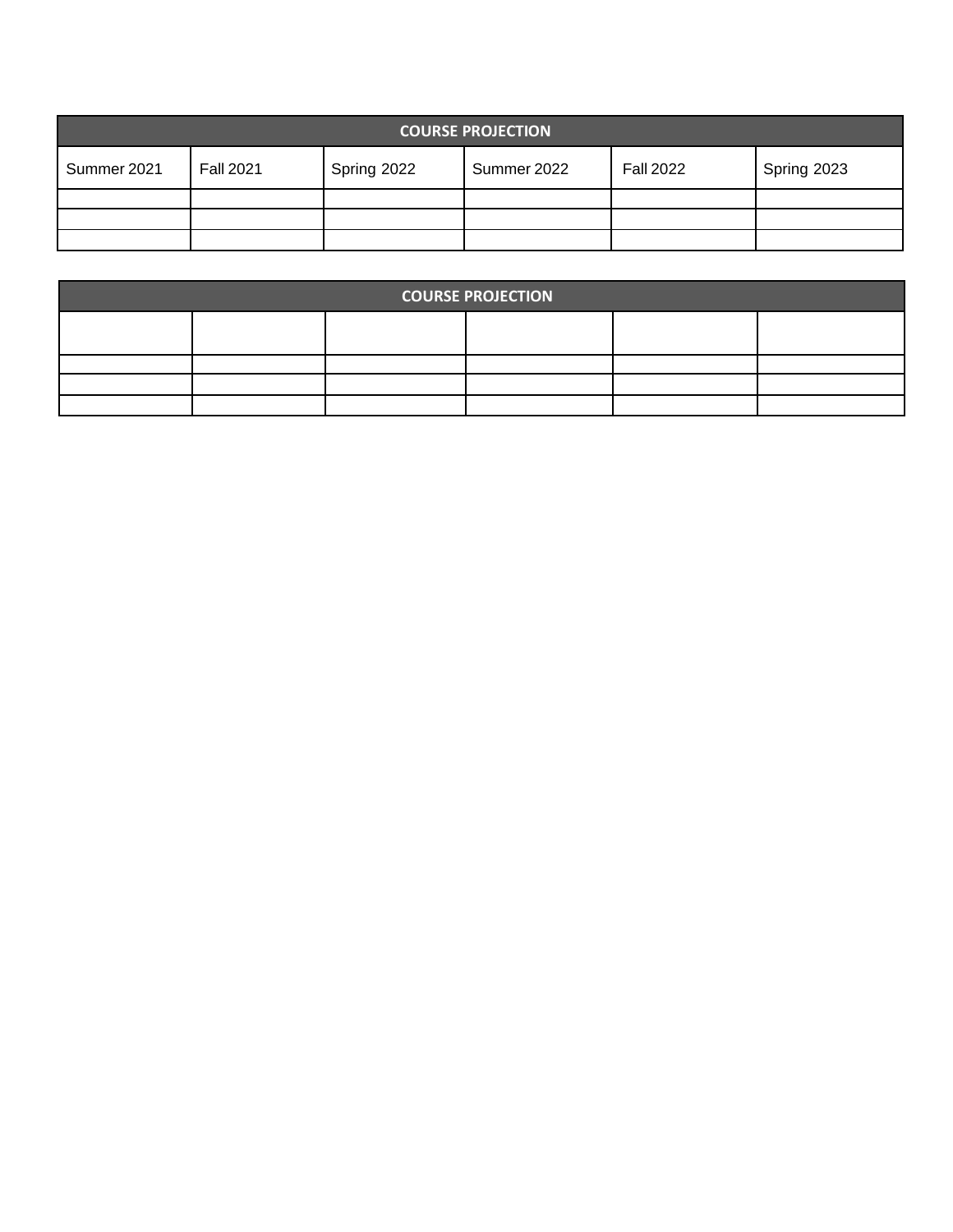| COURSE PROJECTION | | | | | |
|---|---|---|---|---|---|
| Summer 2021 | Fall 2021 | Spring 2022 | Summer 2022 | Fall 2022 | Spring 2023 |
| | | | | | |
| | | | | | |
| | | | | | |

| COURSE PROJECTION | | | | | |
|---|---|---|---|---|---|
| | | | | | |
| | | | | | |
| | | | | | |
| | | | | | |